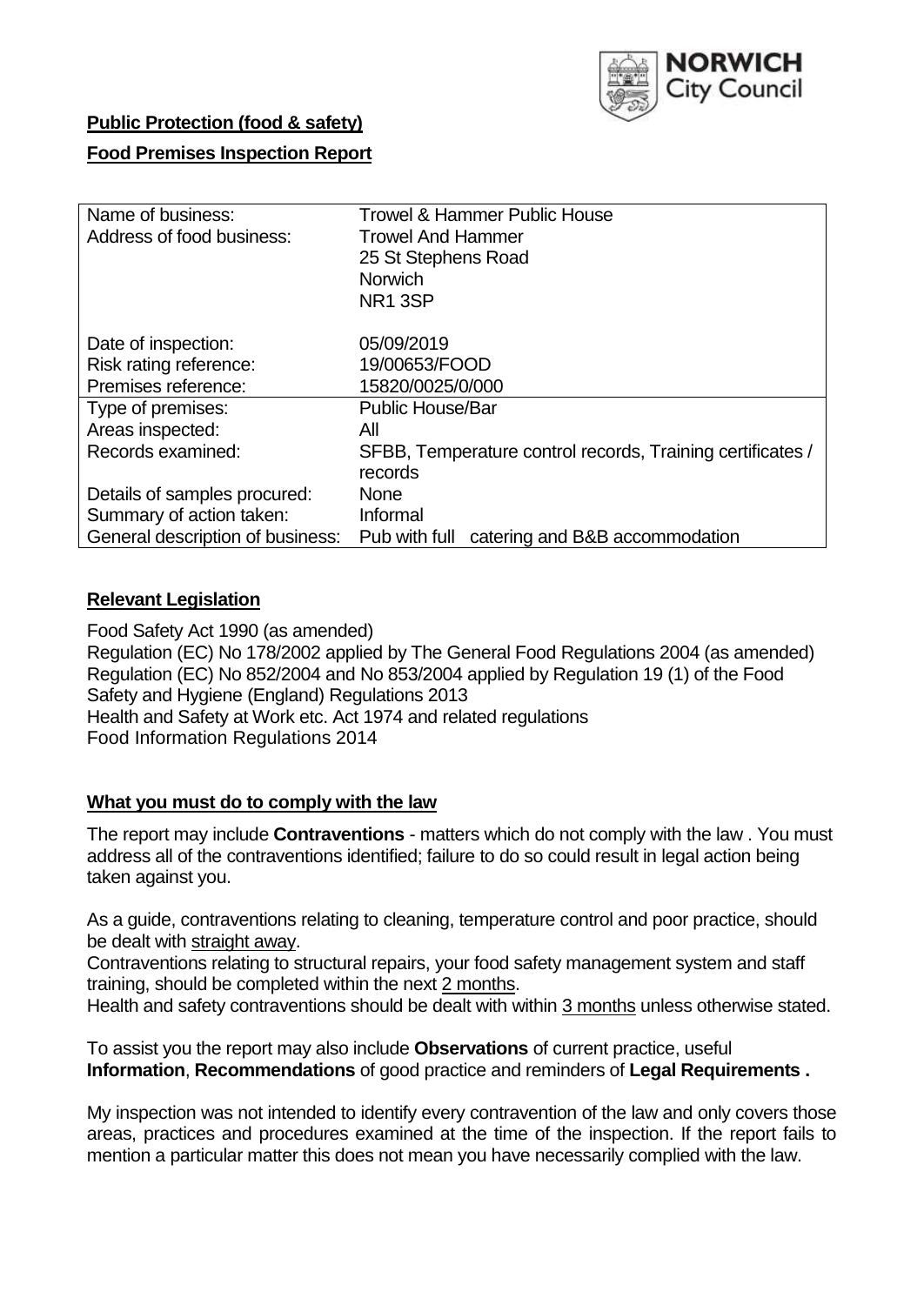**Public Protection (food & safety)**

**Food Premises Inspection Report**

| Name of business: | Trowel & Hammer Public House |
|---|---|
| Address of food business: | Trowel And Hammer<br>25 St Stephens Road<br>Norwich<br>NR1 3SP |
| Date of inspection: | 05/09/2019 |
| Risk rating reference: | 19/00653/FOOD |
| Premises reference: | 15820/0025/0/000 |
| Type of premises: | Public House/Bar |
| Areas inspected: | All |
| Records examined: | SFBB, Temperature control records, Training certificates / records |
| Details of samples procured: | None |
| Summary of action taken: | Informal |
| General description of business: | Pub with full catering and B&B accommodation |

## **Relevant Legislation**

Food Safety Act 1990 (as amended)
Regulation (EC) No 178/2002 applied by The General Food Regulations 2004 (as amended)
Regulation (EC) No 852/2004 and No 853/2004 applied by Regulation 19 (1) of the Food Safety and Hygiene (England) Regulations 2013
Health and Safety at Work etc. Act 1974 and related regulations
Food Information Regulations 2014

## **What you must do to comply with the law**

The report may include **Contraventions** - matters which do not comply with the law . You must address all of the contraventions identified; failure to do so could result in legal action being taken against you.

As a guide, contraventions relating to cleaning, temperature control and poor practice, should be dealt with straight away.

Contraventions relating to structural repairs, your food safety management system and staff training, should be completed within the next 2 months.

Health and safety contraventions should be dealt with within 3 months unless otherwise stated.

To assist you the report may also include **Observations** of current practice, useful **Information**, **Recommendations** of good practice and reminders of **Legal Requirements .**

My inspection was not intended to identify every contravention of the law and only covers those areas, practices and procedures examined at the time of the inspection. If the report fails to mention a particular matter this does not mean you have necessarily complied with the law.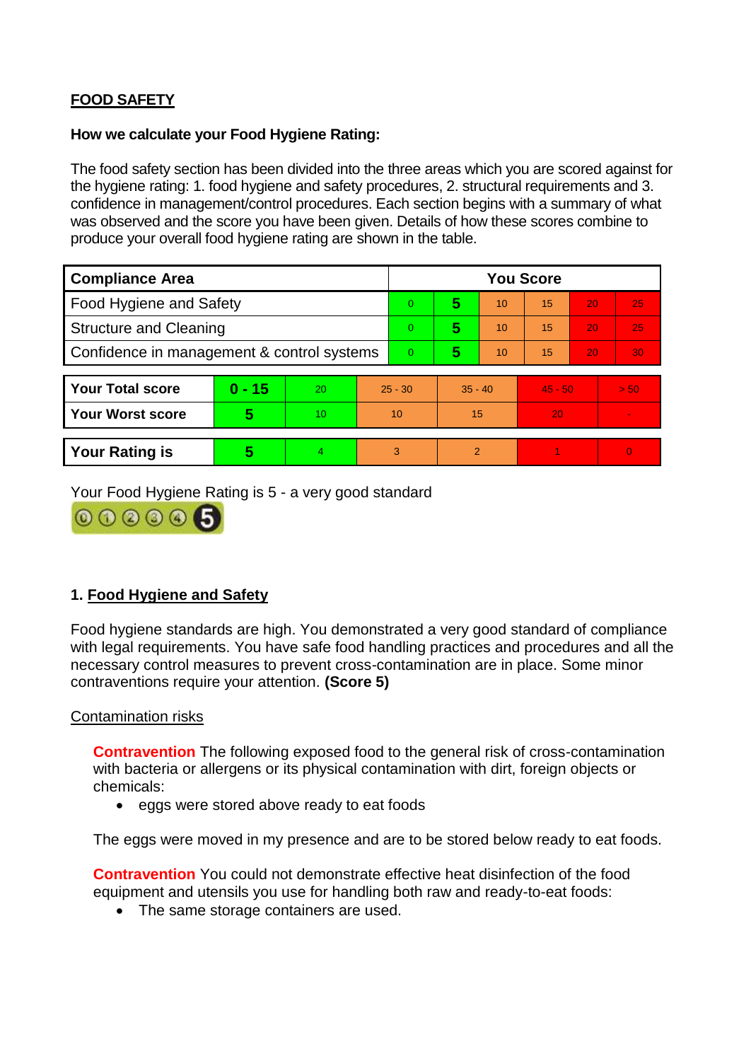## FOOD SAFETY

**How we calculate your Food Hygiene Rating:**

The food safety section has been divided into the three areas which you are scored against for the hygiene rating: 1. food hygiene and safety procedures, 2. structural requirements and 3. confidence in management/control procedures. Each section begins with a summary of what was observed and the score you have been given. Details of how these scores combine to produce your overall food hygiene rating are shown in the table.

| Compliance Area | You Score | | | | | |
|---|---|---|---|---|---|---|
| Food Hygiene and Safety | 0 | **5** | 10 | 15 | 20 | 25 |
| Structure and Cleaning | 0 | **5** | 10 | 15 | 20 | 25 |
| Confidence in management & control systems | 0 | **5** | 10 | 15 | 20 | 30 |

| | | | | | | |
|---|---|---|---|---|---|---|
| **Your Total score** | **0 - 15** | 20 | 25 - 30 | 35 - 40 | 45 - 50 | > 50 |
| **Your Worst score** | **5** | 10 | 10 | 15 | 20 | - |
| **Your Rating is** | **5** | 4 | 3 | 2 | 1 | 0 |

Your Food Hygiene Rating is 5 - a very good standard

### 1. Food Hygiene and Safety

Food hygiene standards are high. You demonstrated a very good standard of compliance with legal requirements. You have safe food handling practices and procedures and all the necessary control measures to prevent cross-contamination are in place. Some minor contraventions require your attention. **(Score 5)**

Contamination risks

**Contravention** The following exposed food to the general risk of cross-contamination with bacteria or allergens or its physical contamination with dirt, foreign objects or chemicals:

- eggs were stored above ready to eat foods

The eggs were moved in my presence and are to be stored below ready to eat foods.

**Contravention** You could not demonstrate effective heat disinfection of the food equipment and utensils you use for handling both raw and ready-to-eat foods:

- The same storage containers are used.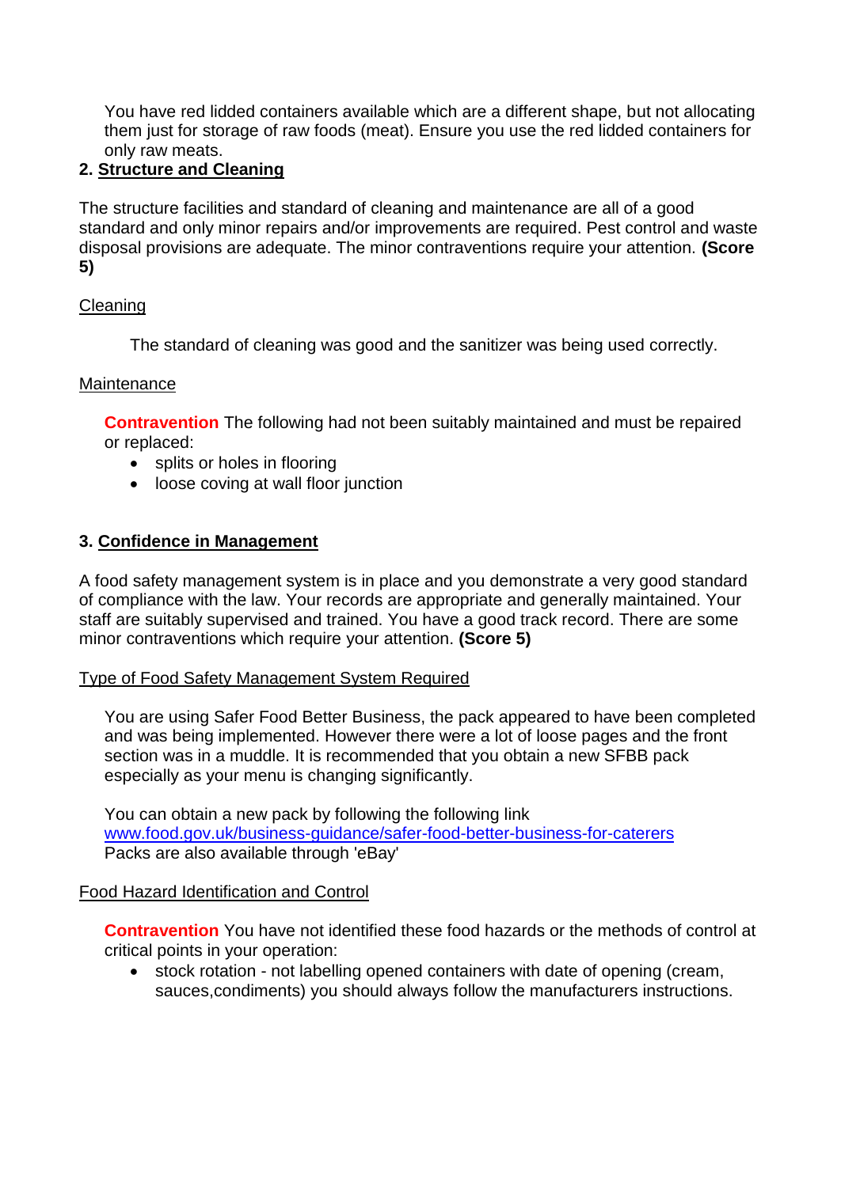You have red lidded containers available which are a different shape, but not allocating them just for storage of raw foods (meat). Ensure you use the red lidded containers for only raw meats.

**2. Structure and Cleaning**

The structure facilities and standard of cleaning and maintenance are all of a good standard and only minor repairs and/or improvements are required. Pest control and waste disposal provisions are adequate. The minor contraventions require your attention. **(Score 5)**

Cleaning

The standard of cleaning was good and the sanitizer was being used correctly.

Maintenance

**Contravention** The following had not been suitably maintained and must be repaired or replaced:

- splits or holes in flooring
- loose coving at wall floor junction

**3. Confidence in Management**

A food safety management system is in place and you demonstrate a very good standard of compliance with the law. Your records are appropriate and generally maintained. Your staff are suitably supervised and trained. You have a good track record. There are some minor contraventions which require your attention. **(Score 5)**

Type of Food Safety Management System Required

You are using Safer Food Better Business, the pack appeared to have been completed and was being implemented. However there were a lot of loose pages and the front section was in a muddle. It is recommended that you obtain a new SFBB pack especially as your menu is changing significantly.

You can obtain a new pack by following the following link
www.food.gov.uk/business-guidance/safer-food-better-business-for-caterers
Packs are also available through 'eBay'

Food Hazard Identification and Control

**Contravention** You have not identified these food hazards or the methods of control at critical points in your operation:

- stock rotation - not labelling opened containers with date of opening (cream, sauces,condiments) you should always follow the manufacturers instructions.